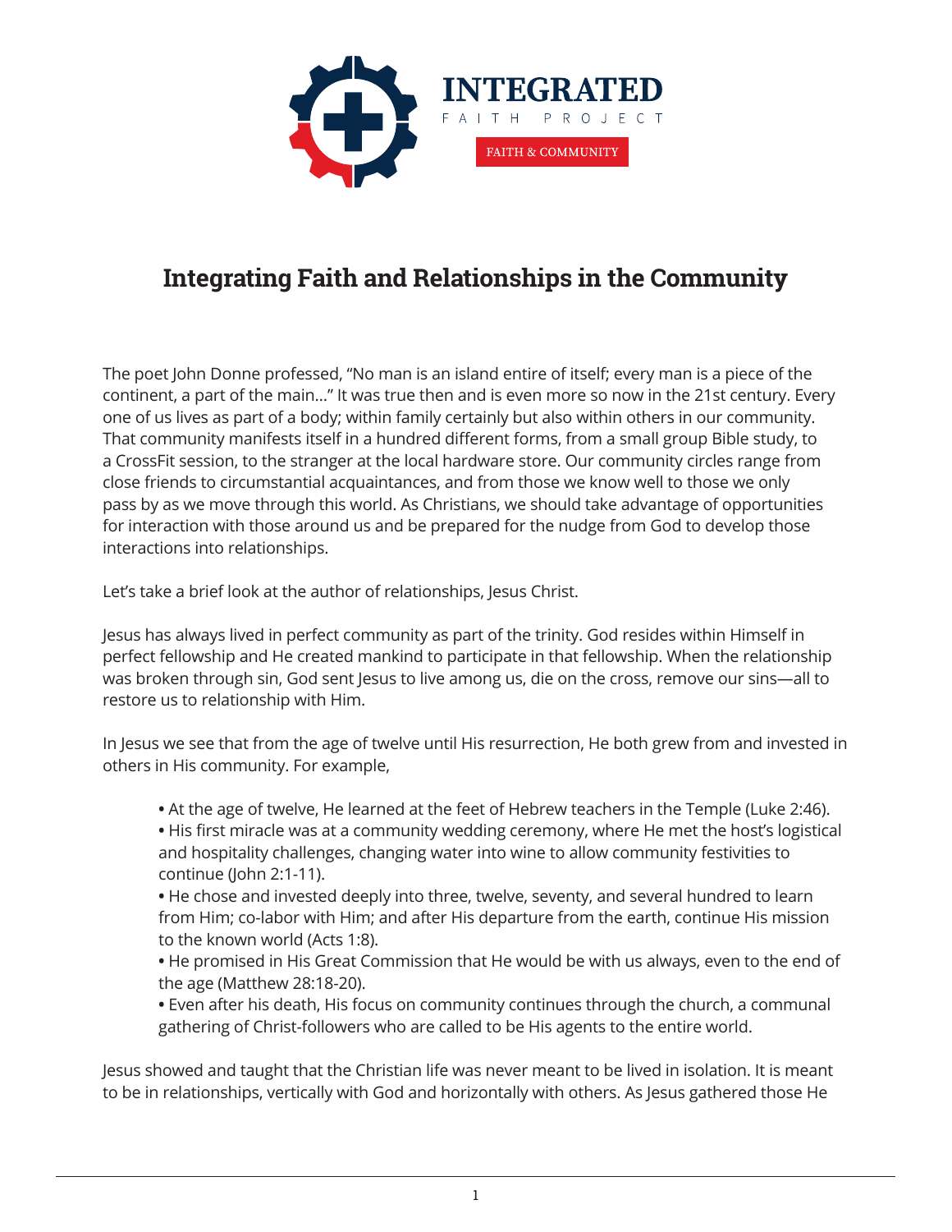INTEGRATED
FAITH PROJECT
FAITH & COMMUNITY

# Integrating Faith and Relationships in the Community

The poet John Donne professed, "No man is an island entire of itself; every man is a piece of the continent, a part of the main…" It was true then and is even more so now in the 21st century. Every one of us lives as part of a body; within family certainly but also within others in our community. That community manifests itself in a hundred different forms, from a small group Bible study, to a CrossFit session, to the stranger at the local hardware store. Our community circles range from close friends to circumstantial acquaintances, and from those we know well to those we only pass by as we move through this world. As Christians, we should take advantage of opportunities for interaction with those around us and be prepared for the nudge from God to develop those interactions into relationships.

Let's take a brief look at the author of relationships, Jesus Christ.

Jesus has always lived in perfect community as part of the trinity. God resides within Himself in perfect fellowship and He created mankind to participate in that fellowship. When the relationship was broken through sin, God sent Jesus to live among us, die on the cross, remove our sins—all to restore us to relationship with Him.

In Jesus we see that from the age of twelve until His resurrection, He both grew from and invested in others in His community. For example,

- At the age of twelve, He learned at the feet of Hebrew teachers in the Temple (Luke 2:46).
- His first miracle was at a community wedding ceremony, where He met the host's logistical and hospitality challenges, changing water into wine to allow community festivities to continue (John 2:1-11).
- He chose and invested deeply into three, twelve, seventy, and several hundred to learn from Him; co-labor with Him; and after His departure from the earth, continue His mission to the known world (Acts 1:8).
- He promised in His Great Commission that He would be with us always, even to the end of the age (Matthew 28:18-20).
- Even after his death, His focus on community continues through the church, a communal gathering of Christ-followers who are called to be His agents to the entire world.

Jesus showed and taught that the Christian life was never meant to be lived in isolation. It is meant to be in relationships, vertically with God and horizontally with others. As Jesus gathered those He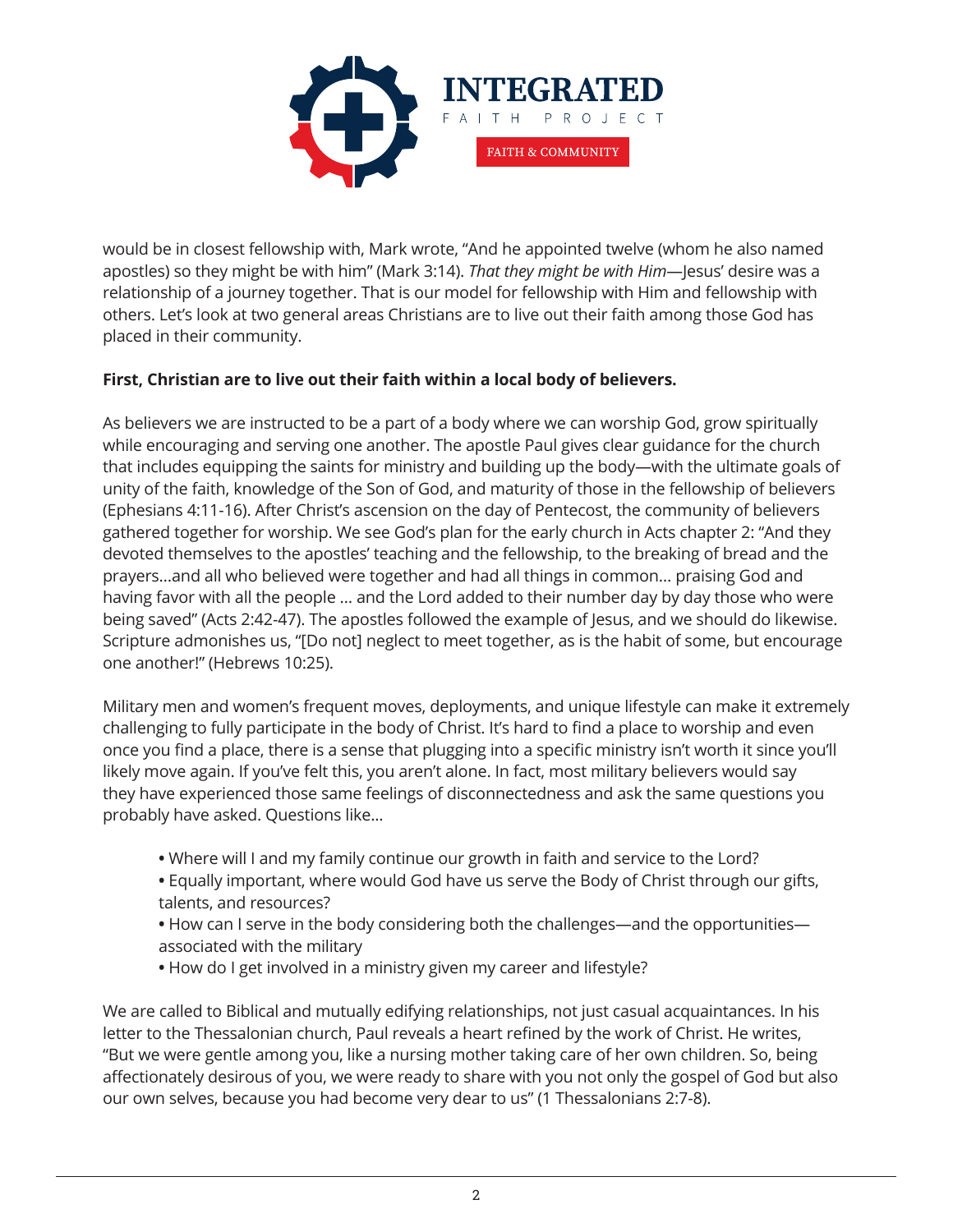would be in closest fellowship with, Mark wrote, "And he appointed twelve (whom he also named apostles) so they might be with him" (Mark 3:14). *That they might be with Him*—Jesus' desire was a relationship of a journey together. That is our model for fellowship with Him and fellowship with others. Let's look at two general areas Christians are to live out their faith among those God has placed in their community.

**First, Christian are to live out their faith within a local body of believers.**

As believers we are instructed to be a part of a body where we can worship God, grow spiritually while encouraging and serving one another. The apostle Paul gives clear guidance for the church that includes equipping the saints for ministry and building up the body—with the ultimate goals of unity of the faith, knowledge of the Son of God, and maturity of those in the fellowship of believers (Ephesians 4:11-16). After Christ's ascension on the day of Pentecost, the community of believers gathered together for worship. We see God's plan for the early church in Acts chapter 2: "And they devoted themselves to the apostles' teaching and the fellowship, to the breaking of bread and the prayers…and all who believed were together and had all things in common… praising God and having favor with all the people … and the Lord added to their number day by day those who were being saved" (Acts 2:42-47). The apostles followed the example of Jesus, and we should do likewise. Scripture admonishes us, "[Do not] neglect to meet together, as is the habit of some, but encourage one another!" (Hebrews 10:25).

Military men and women's frequent moves, deployments, and unique lifestyle can make it extremely challenging to fully participate in the body of Christ. It's hard to find a place to worship and even once you find a place, there is a sense that plugging into a specific ministry isn't worth it since you'll likely move again. If you've felt this, you aren't alone. In fact, most military believers would say they have experienced those same feelings of disconnectedness and ask the same questions you probably have asked. Questions like…

- Where will I and my family continue our growth in faith and service to the Lord?
- Equally important, where would God have us serve the Body of Christ through our gifts, talents, and resources?
- How can I serve in the body considering both the challenges—and the opportunities—associated with the military
- How do I get involved in a ministry given my career and lifestyle?

We are called to Biblical and mutually edifying relationships, not just casual acquaintances. In his letter to the Thessalonian church, Paul reveals a heart refined by the work of Christ. He writes, "But we were gentle among you, like a nursing mother taking care of her own children. So, being affectionately desirous of you, we were ready to share with you not only the gospel of God but also our own selves, because you had become very dear to us" (1 Thessalonians 2:7-8).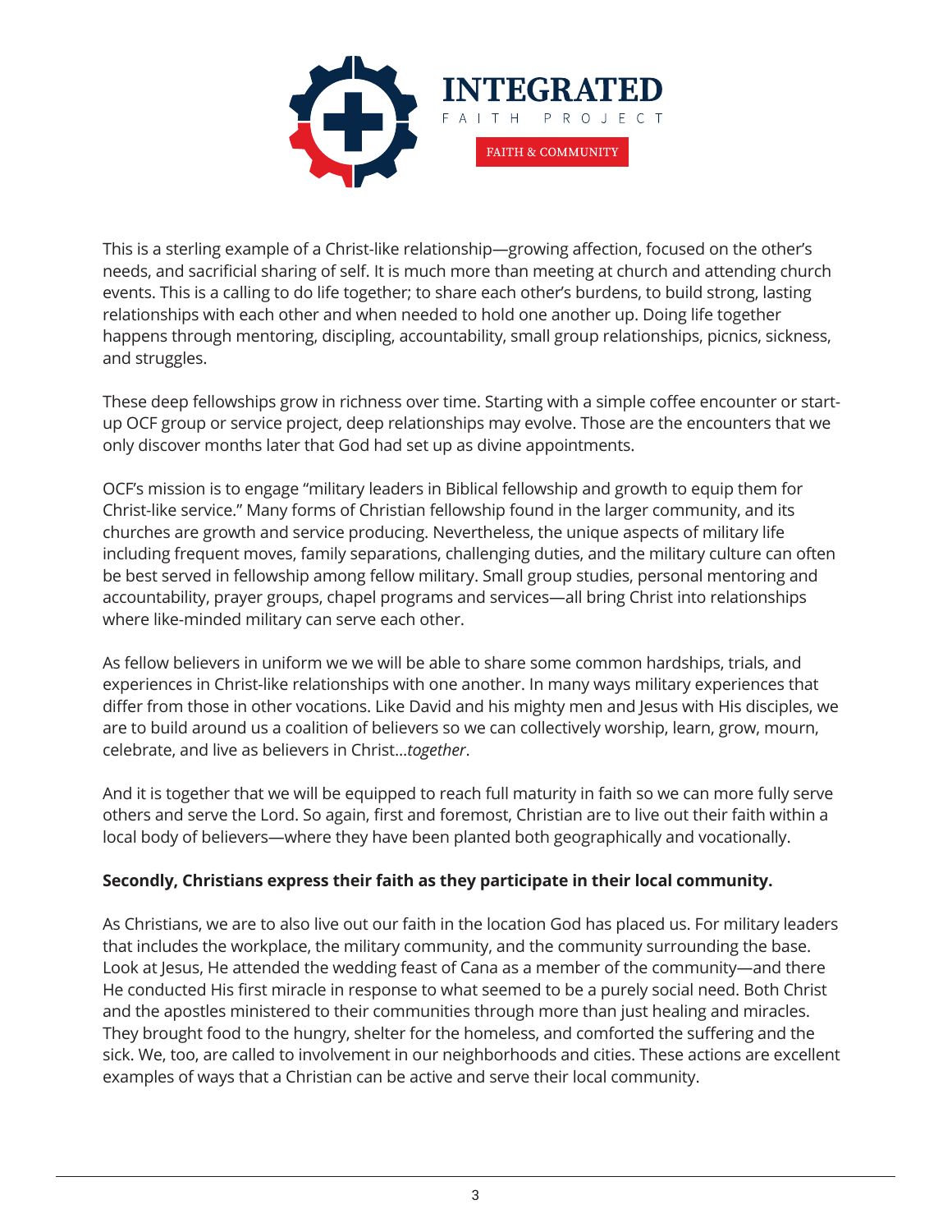This is a sterling example of a Christ-like relationship—growing affection, focused on the other's needs, and sacrificial sharing of self. It is much more than meeting at church and attending church events. This is a calling to do life together; to share each other's burdens, to build strong, lasting relationships with each other and when needed to hold one another up. Doing life together happens through mentoring, discipling, accountability, small group relationships, picnics, sickness, and struggles.

These deep fellowships grow in richness over time. Starting with a simple coffee encounter or start-up OCF group or service project, deep relationships may evolve. Those are the encounters that we only discover months later that God had set up as divine appointments.

OCF's mission is to engage "military leaders in Biblical fellowship and growth to equip them for Christ-like service." Many forms of Christian fellowship found in the larger community, and its churches are growth and service producing. Nevertheless, the unique aspects of military life including frequent moves, family separations, challenging duties, and the military culture can often be best served in fellowship among fellow military. Small group studies, personal mentoring and accountability, prayer groups, chapel programs and services—all bring Christ into relationships where like-minded military can serve each other.

As fellow believers in uniform we we will be able to share some common hardships, trials, and experiences in Christ-like relationships with one another. In many ways military experiences that differ from those in other vocations. Like David and his mighty men and Jesus with His disciples, we are to build around us a coalition of believers so we can collectively worship, learn, grow, mourn, celebrate, and live as believers in Christ…*together*.

And it is together that we will be equipped to reach full maturity in faith so we can more fully serve others and serve the Lord. So again, first and foremost, Christian are to live out their faith within a local body of believers—where they have been planted both geographically and vocationally.

**Secondly, Christians express their faith as they participate in their local community.**

As Christians, we are to also live out our faith in the location God has placed us. For military leaders that includes the workplace, the military community, and the community surrounding the base. Look at Jesus, He attended the wedding feast of Cana as a member of the community—and there He conducted His first miracle in response to what seemed to be a purely social need. Both Christ and the apostles ministered to their communities through more than just healing and miracles. They brought food to the hungry, shelter for the homeless, and comforted the suffering and the sick. We, too, are called to involvement in our neighborhoods and cities. These actions are excellent examples of ways that a Christian can be active and serve their local community.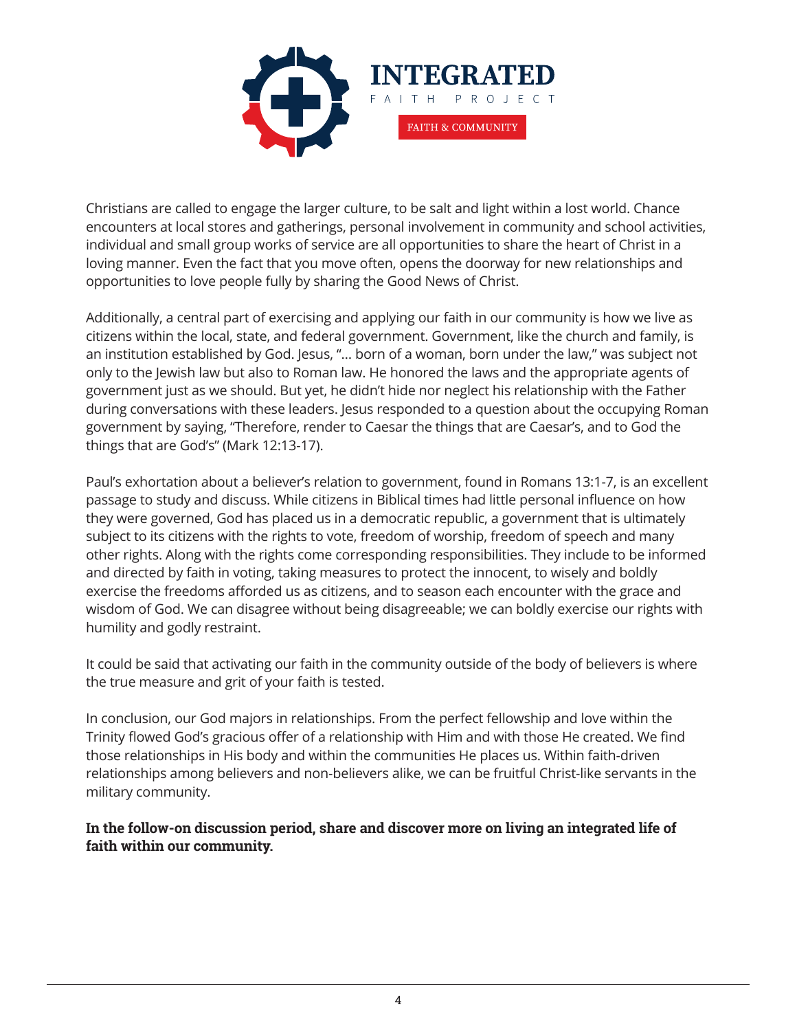INTEGRATED

FAITH PROJECT

FAITH & COMMUNITY

Christians are called to engage the larger culture, to be salt and light within a lost world. Chance encounters at local stores and gatherings, personal involvement in community and school activities, individual and small group works of service are all opportunities to share the heart of Christ in a loving manner. Even the fact that you move often, opens the doorway for new relationships and opportunities to love people fully by sharing the Good News of Christ.

Additionally, a central part of exercising and applying our faith in our community is how we live as citizens within the local, state, and federal government. Government, like the church and family, is an institution established by God. Jesus, "… born of a woman, born under the law," was subject not only to the Jewish law but also to Roman law. He honored the laws and the appropriate agents of government just as we should. But yet, he didn't hide nor neglect his relationship with the Father during conversations with these leaders. Jesus responded to a question about the occupying Roman government by saying, "Therefore, render to Caesar the things that are Caesar's, and to God the things that are God's" (Mark 12:13-17).

Paul's exhortation about a believer's relation to government, found in Romans 13:1-7, is an excellent passage to study and discuss. While citizens in Biblical times had little personal influence on how they were governed, God has placed us in a democratic republic, a government that is ultimately subject to its citizens with the rights to vote, freedom of worship, freedom of speech and many other rights. Along with the rights come corresponding responsibilities. They include to be informed and directed by faith in voting, taking measures to protect the innocent, to wisely and boldly exercise the freedoms afforded us as citizens, and to season each encounter with the grace and wisdom of God. We can disagree without being disagreeable; we can boldly exercise our rights with humility and godly restraint.

It could be said that activating our faith in the community outside of the body of believers is where the true measure and grit of your faith is tested.

In conclusion, our God majors in relationships. From the perfect fellowship and love within the Trinity flowed God's gracious offer of a relationship with Him and with those He created. We find those relationships in His body and within the communities He places us. Within faith-driven relationships among believers and non-believers alike, we can be fruitful Christ-like servants in the military community.

**In the follow-on discussion period, share and discover more on living an integrated life of faith within our community.**